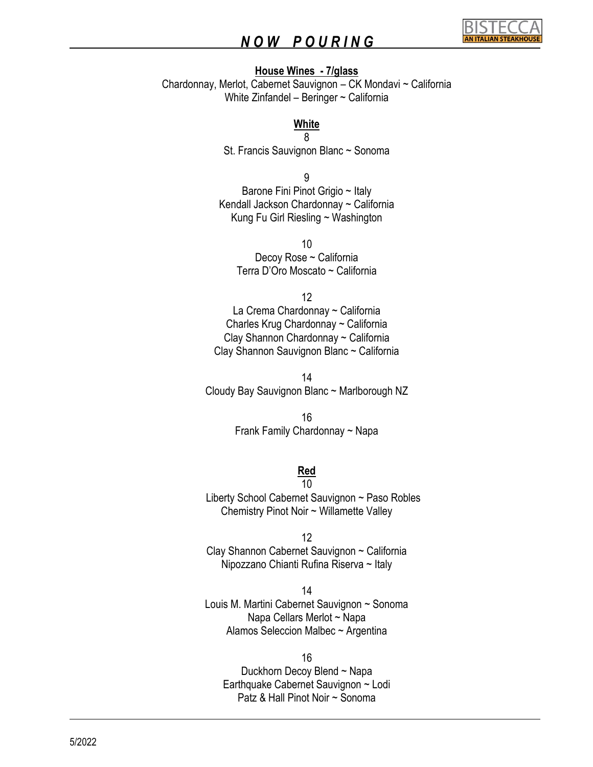# *NOW POURING*

BISTECCA
AN ITALIAN STEAKHOUSE

## House Wines - 7/glass

Chardonnay, Merlot, Cabernet Sauvignon – CK Mondavi ~ California
White Zinfandel – Beringer ~ California

## White

8

St. Francis Sauvignon Blanc ~ Sonoma

9

Barone Fini Pinot Grigio ~ Italy
Kendall Jackson Chardonnay ~ California
Kung Fu Girl Riesling ~ Washington

10

Decoy Rose ~ California
Terra D'Oro Moscato ~ California

12

La Crema Chardonnay ~ California
Charles Krug Chardonnay ~ California
Clay Shannon Chardonnay ~ California
Clay Shannon Sauvignon Blanc ~ California

14

Cloudy Bay Sauvignon Blanc ~ Marlborough NZ

16

Frank Family Chardonnay ~ Napa

## Red

10

Liberty School Cabernet Sauvignon ~ Paso Robles
Chemistry Pinot Noir ~ Willamette Valley

12

Clay Shannon Cabernet Sauvignon ~ California
Nipozzano Chianti Rufina Riserva ~ Italy

14

Louis M. Martini Cabernet Sauvignon ~ Sonoma
Napa Cellars Merlot ~ Napa
Alamos Seleccion Malbec ~ Argentina

16

Duckhorn Decoy Blend ~ Napa
Earthquake Cabernet Sauvignon ~ Lodi
Patz & Hall Pinot Noir ~ Sonoma

5/2022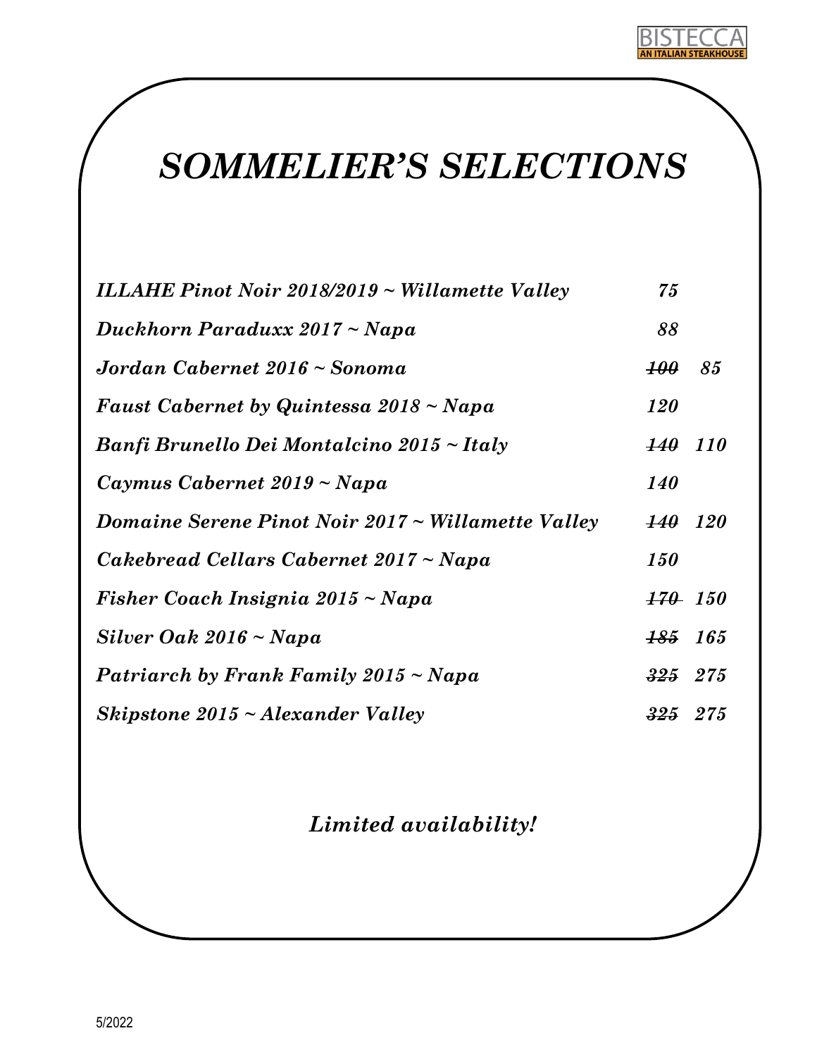# *SOMMELIER'S SELECTIONS*

| Wine | Price | Sale |
|---|---|---|
| *ILLAHE Pinot Noir 2018/2019 ~ Willamette Valley* | *75* | |
| *Duckhorn Paraduxx 2017 ~ Napa* | *88* | |
| *Jordan Cabernet 2016 ~ Sonoma* | ~~*100*~~ | *85* |
| *Faust Cabernet by Quintessa 2018 ~ Napa* | *120* | |
| *Banfi Brunello Dei Montalcino 2015 ~ Italy* | ~~*140*~~ | *110* |
| *Caymus Cabernet 2019 ~ Napa* | *140* | |
| *Domaine Serene Pinot Noir 2017 ~ Willamette Valley* | ~~*140*~~ | *120* |
| *Cakebread Cellars Cabernet 2017 ~ Napa* | *150* | |
| *Fisher Coach Insignia 2015 ~ Napa* | ~~*170*~~ | *150* |
| *Silver Oak 2016 ~ Napa* | ~~*185*~~ | *165* |
| *Patriarch by Frank Family 2015 ~ Napa* | ~~*325*~~ | *275* |
| *Skipstone 2015 ~ Alexander Valley* | ~~*325*~~ | *275* |

*Limited availability!*

5/2022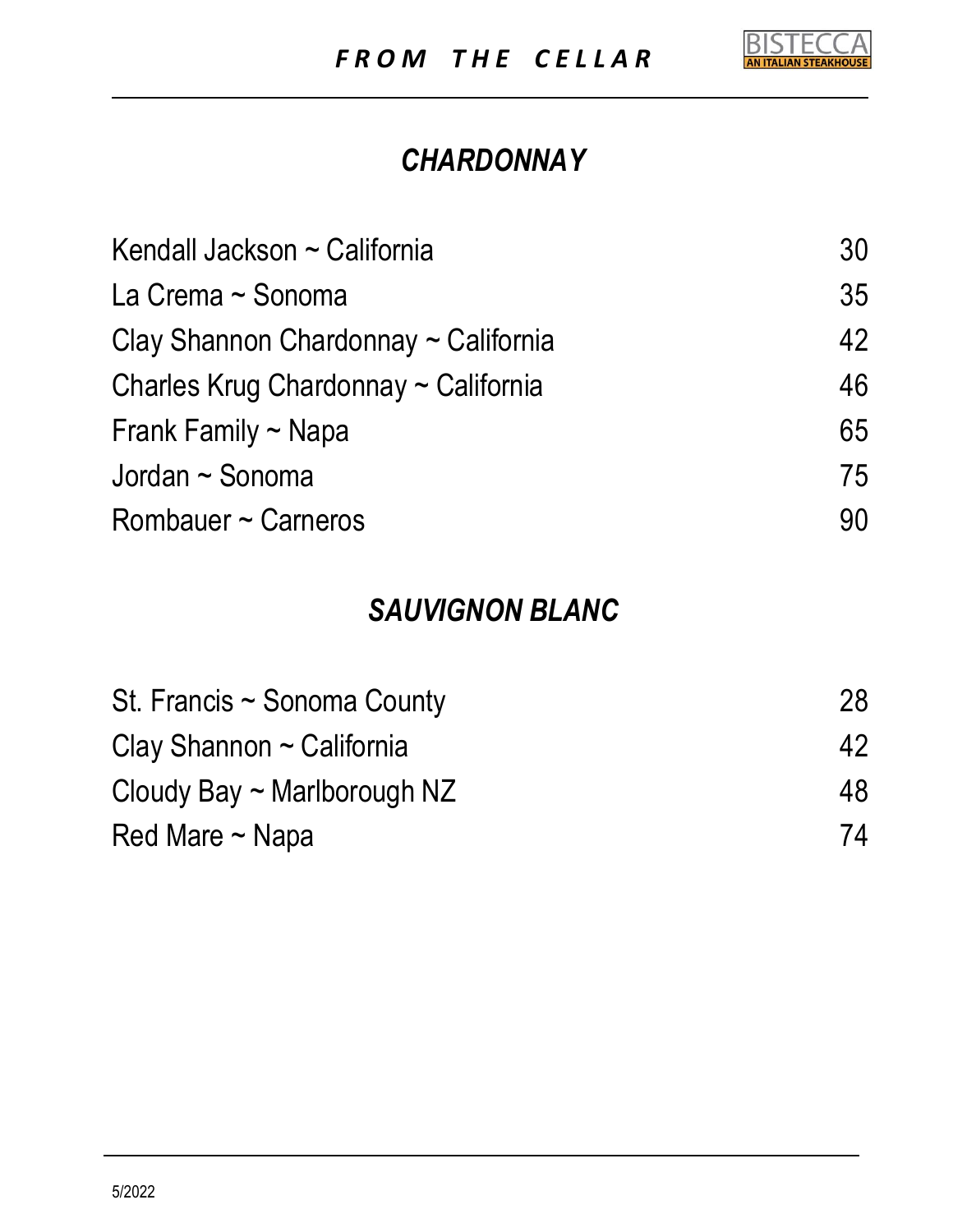# *FROM THE CELLAR*

BISTECCA
AN ITALIAN STEAKHOUSE

## *CHARDONNAY*

| | |
|---|---|
| Kendall Jackson ~ California | 30 |
| La Crema ~ Sonoma | 35 |
| Clay Shannon Chardonnay ~ California | 42 |
| Charles Krug Chardonnay ~ California | 46 |
| Frank Family ~ Napa | 65 |
| Jordan ~ Sonoma | 75 |
| Rombauer ~ Carneros | 90 |

## *SAUVIGNON BLANC*

| | |
|---|---|
| St. Francis ~ Sonoma County | 28 |
| Clay Shannon ~ California | 42 |
| Cloudy Bay ~ Marlborough NZ | 48 |
| Red Mare ~ Napa | 74 |

5/2022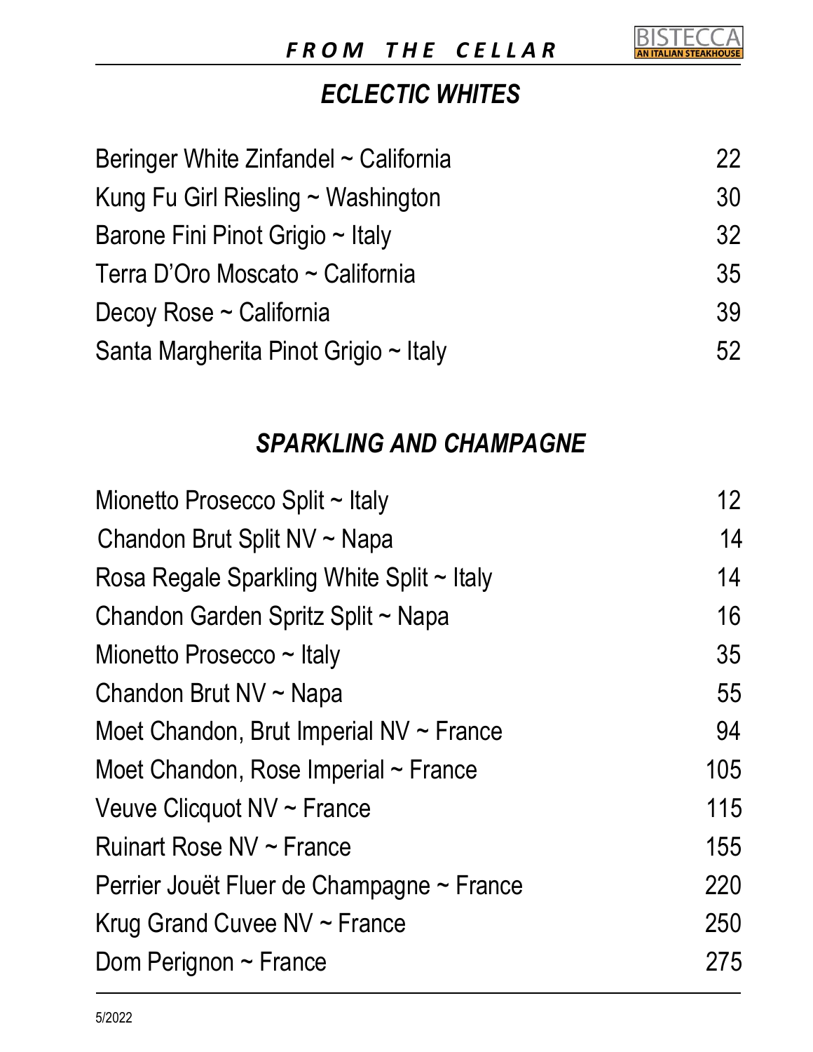# FROM THE CELLAR

## ECLECTIC WHITES

| Wine | Price |
|---|---|
| Beringer White Zinfandel ~ California | 22 |
| Kung Fu Girl Riesling ~ Washington | 30 |
| Barone Fini Pinot Grigio ~ Italy | 32 |
| Terra D'Oro Moscato ~ California | 35 |
| Decoy Rose ~ California | 39 |
| Santa Margherita Pinot Grigio ~ Italy | 52 |

## SPARKLING AND CHAMPAGNE

| Wine | Price |
|---|---|
| Mionetto Prosecco Split ~ Italy | 12 |
| Chandon Brut Split NV ~ Napa | 14 |
| Rosa Regale Sparkling White Split ~ Italy | 14 |
| Chandon Garden Spritz Split ~ Napa | 16 |
| Mionetto Prosecco ~ Italy | 35 |
| Chandon Brut NV ~ Napa | 55 |
| Moet Chandon, Brut Imperial NV ~ France | 94 |
| Moet Chandon, Rose Imperial ~ France | 105 |
| Veuve Clicquot NV ~ France | 115 |
| Ruinart Rose NV ~ France | 155 |
| Perrier Jouët Fluer de Champagne ~ France | 220 |
| Krug Grand Cuvee NV ~ France | 250 |
| Dom Perignon ~ France | 275 |

5/2022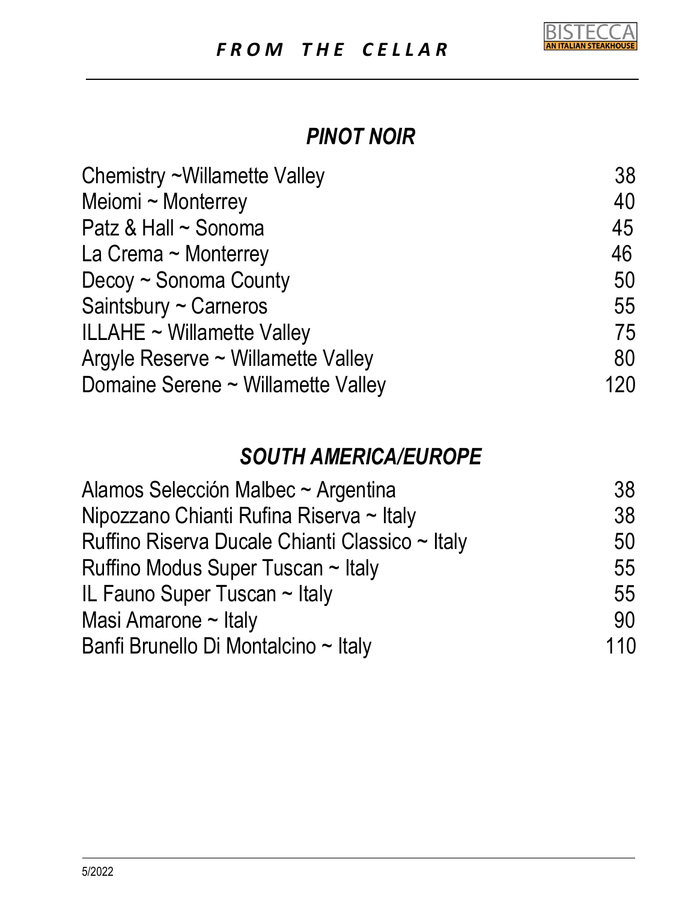# *FROM THE CELLAR*

## *PINOT NOIR*

| | |
|---|---|
| Chemistry ~Willamette Valley | 38 |
| Meiomi ~ Monterrey | 40 |
| Patz & Hall ~ Sonoma | 45 |
| La Crema ~ Monterrey | 46 |
| Decoy ~ Sonoma County | 50 |
| Saintsbury ~ Carneros | 55 |
| ILLAHE ~ Willamette Valley | 75 |
| Argyle Reserve ~ Willamette Valley | 80 |
| Domaine Serene ~ Willamette Valley | 120 |

## *SOUTH AMERICA/EUROPE*

| | |
|---|---|
| Alamos Selección Malbec ~ Argentina | 38 |
| Nipozzano Chianti Rufina Riserva ~ Italy | 38 |
| Ruffino Riserva Ducale Chianti Classico ~ Italy | 50 |
| Ruffino Modus Super Tuscan ~ Italy | 55 |
| IL Fauno Super Tuscan ~ Italy | 55 |
| Masi Amarone ~ Italy | 90 |
| Banfi Brunello Di Montalcino ~ Italy | 110 |

5/2022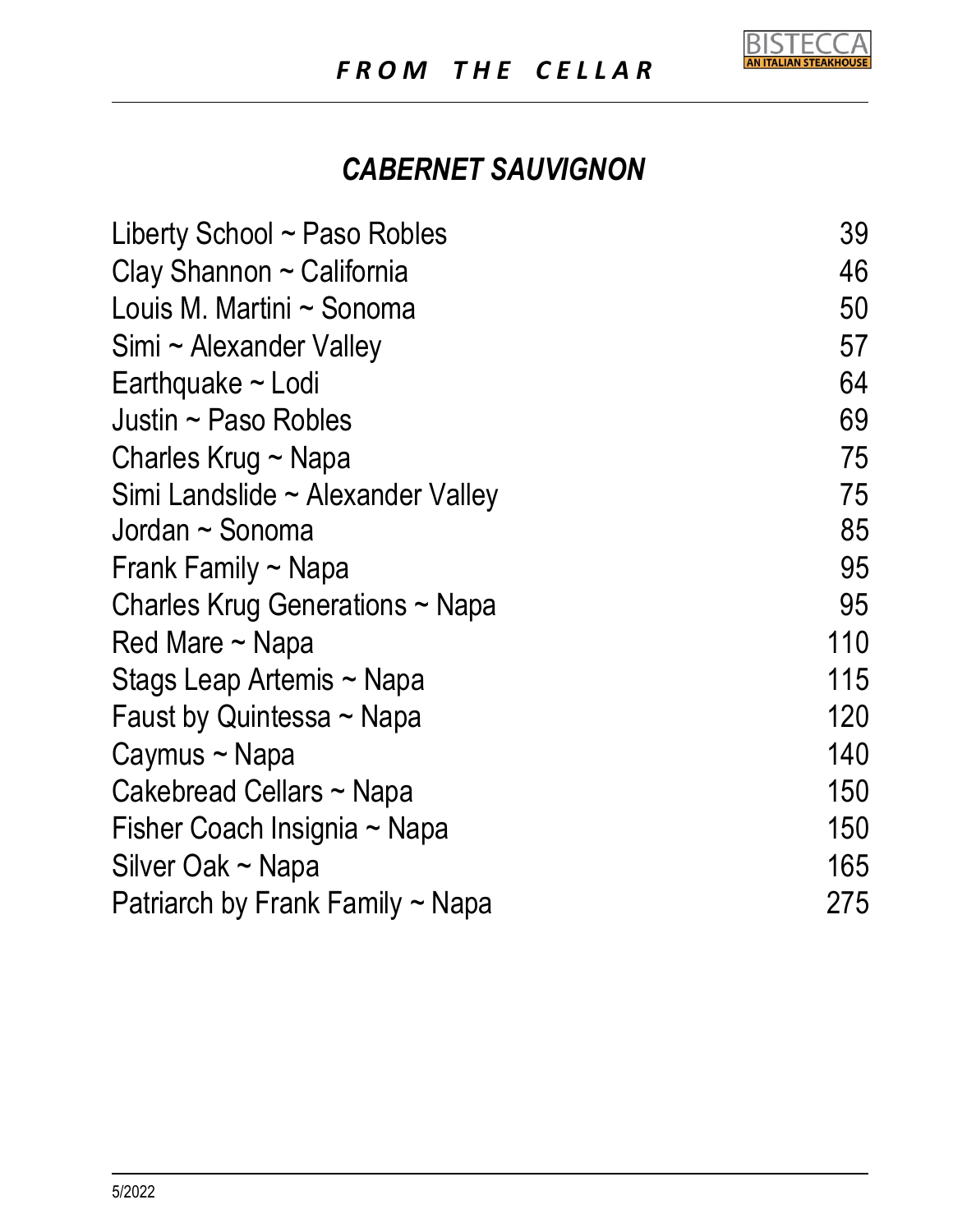# *FROM THE CELLAR*

## *CABERNET SAUVIGNON*

| Wine | Price |
|---|---|
| Liberty School ~ Paso Robles | 39 |
| Clay Shannon ~ California | 46 |
| Louis M. Martini ~ Sonoma | 50 |
| Simi ~ Alexander Valley | 57 |
| Earthquake ~ Lodi | 64 |
| Justin ~ Paso Robles | 69 |
| Charles Krug ~ Napa | 75 |
| Simi Landslide ~ Alexander Valley | 75 |
| Jordan ~ Sonoma | 85 |
| Frank Family ~ Napa | 95 |
| Charles Krug Generations ~ Napa | 95 |
| Red Mare ~ Napa | 110 |
| Stags Leap Artemis ~ Napa | 115 |
| Faust by Quintessa ~ Napa | 120 |
| Caymus ~ Napa | 140 |
| Cakebread Cellars ~ Napa | 150 |
| Fisher Coach Insignia ~ Napa | 150 |
| Silver Oak ~ Napa | 165 |
| Patriarch by Frank Family ~ Napa | 275 |

5/2022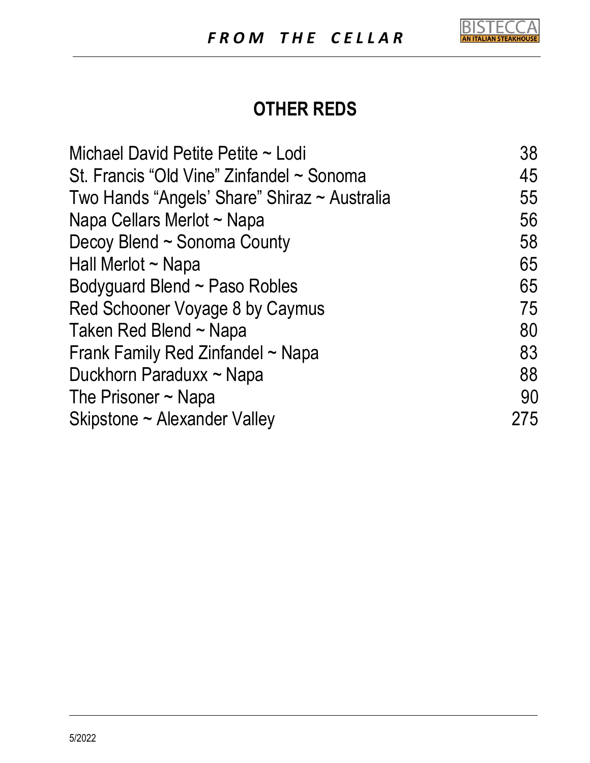## OTHER REDS

| | |
|---|---|
| Michael David Petite Petite ~ Lodi | 38 |
| St. Francis “Old Vine” Zinfandel ~ Sonoma | 45 |
| Two Hands “Angels’ Share” Shiraz ~ Australia | 55 |
| Napa Cellars Merlot ~ Napa | 56 |
| Decoy Blend ~ Sonoma County | 58 |
| Hall Merlot ~ Napa | 65 |
| Bodyguard Blend ~ Paso Robles | 65 |
| Red Schooner Voyage 8 by Caymus | 75 |
| Taken Red Blend ~ Napa | 80 |
| Frank Family Red Zinfandel ~ Napa | 83 |
| Duckhorn Paraduxx ~ Napa | 88 |
| The Prisoner ~ Napa | 90 |
| Skipstone ~ Alexander Valley | 275 |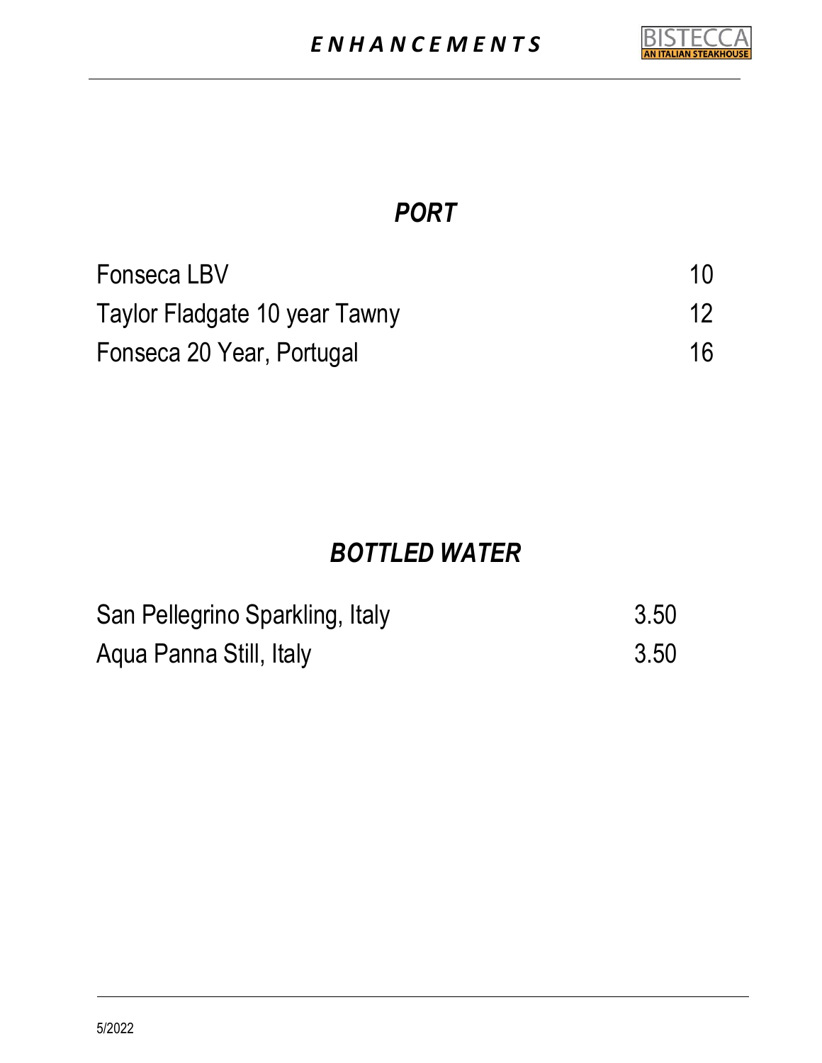# *ENHANCEMENTS*

BISTECCA
AN ITALIAN STEAKHOUSE

## *PORT*

| | |
|---|---|
| Fonseca LBV | 10 |
| Taylor Fladgate 10 year Tawny | 12 |
| Fonseca 20 Year, Portugal | 16 |

## *BOTTLED WATER*

| | |
|---|---|
| San Pellegrino Sparkling, Italy | 3.50 |
| Aqua Panna Still, Italy | 3.50 |

5/2022